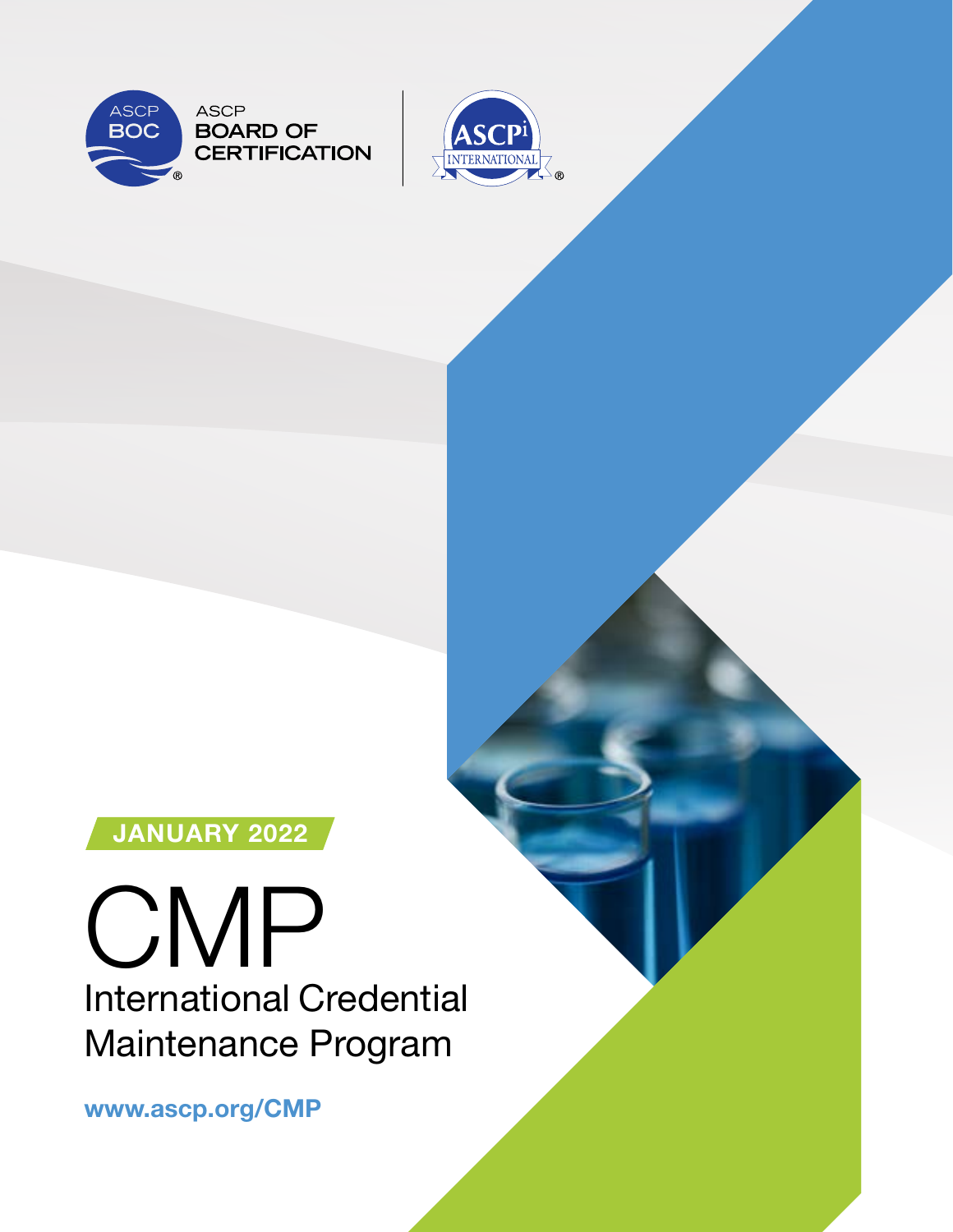ASCP BOC

ASCP BOARD OF CERTIFICATION

ASCPi INTERNATIONAL

**JANUARY 2022**

# CMP

## International Credential Maintenance Program

**www.ascp.org/CMP**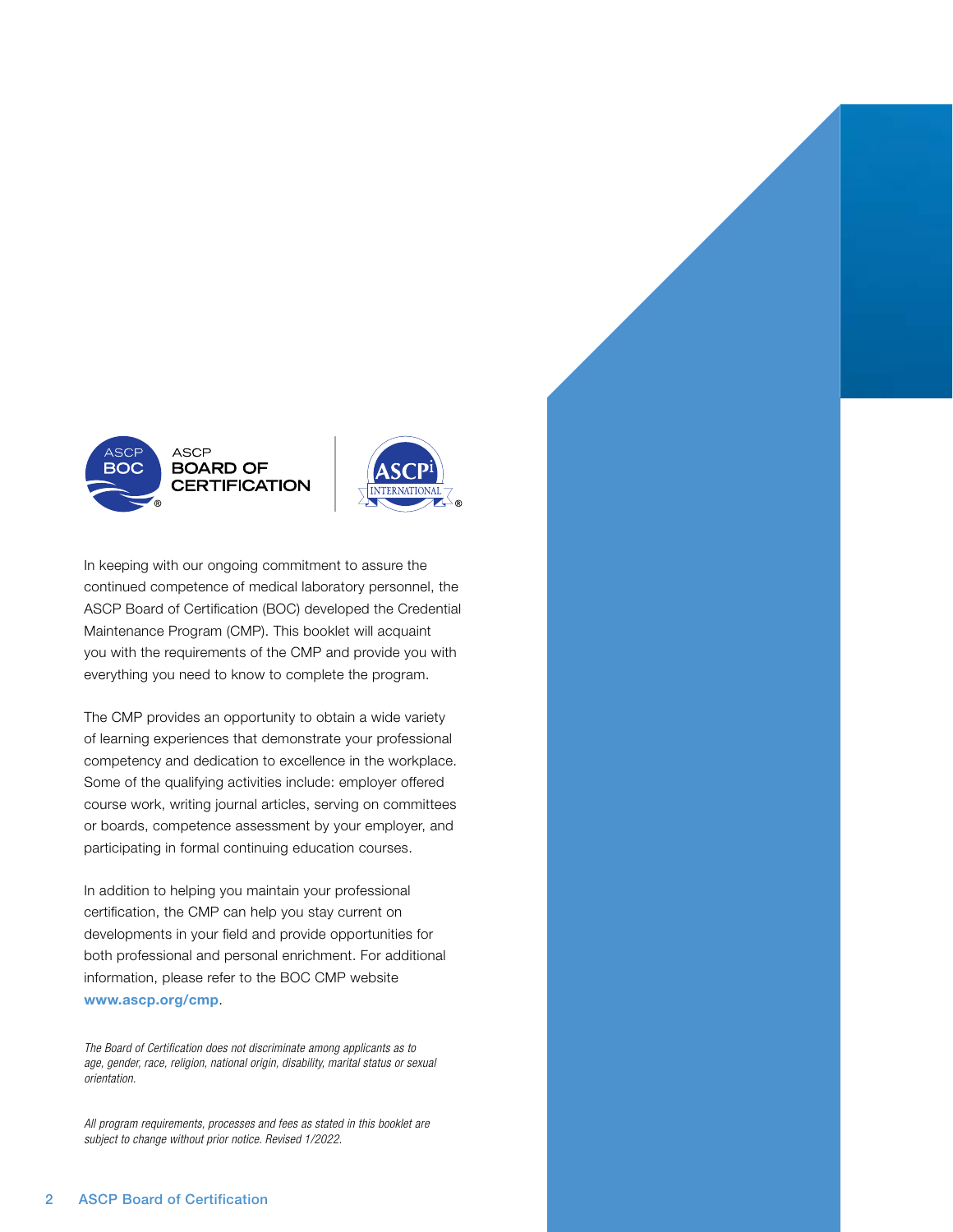ASCP BOARD OF CERTIFICATION

In keeping with our ongoing commitment to assure the continued competence of medical laboratory personnel, the ASCP Board of Certification (BOC) developed the Credential Maintenance Program (CMP). This booklet will acquaint you with the requirements of the CMP and provide you with everything you need to know to complete the program.

The CMP provides an opportunity to obtain a wide variety of learning experiences that demonstrate your professional competency and dedication to excellence in the workplace. Some of the qualifying activities include: employer offered course work, writing journal articles, serving on committees or boards, competence assessment by your employer, and participating in formal continuing education courses.

In addition to helping you maintain your professional certification, the CMP can help you stay current on developments in your field and provide opportunities for both professional and personal enrichment. For additional information, please refer to the BOC CMP website **www.ascp.org/cmp**.

*The Board of Certification does not discriminate among applicants as to age, gender, race, religion, national origin, disability, marital status or sexual orientation.*

*All program requirements, processes and fees as stated in this booklet are subject to change without prior notice. Revised 1/2022.*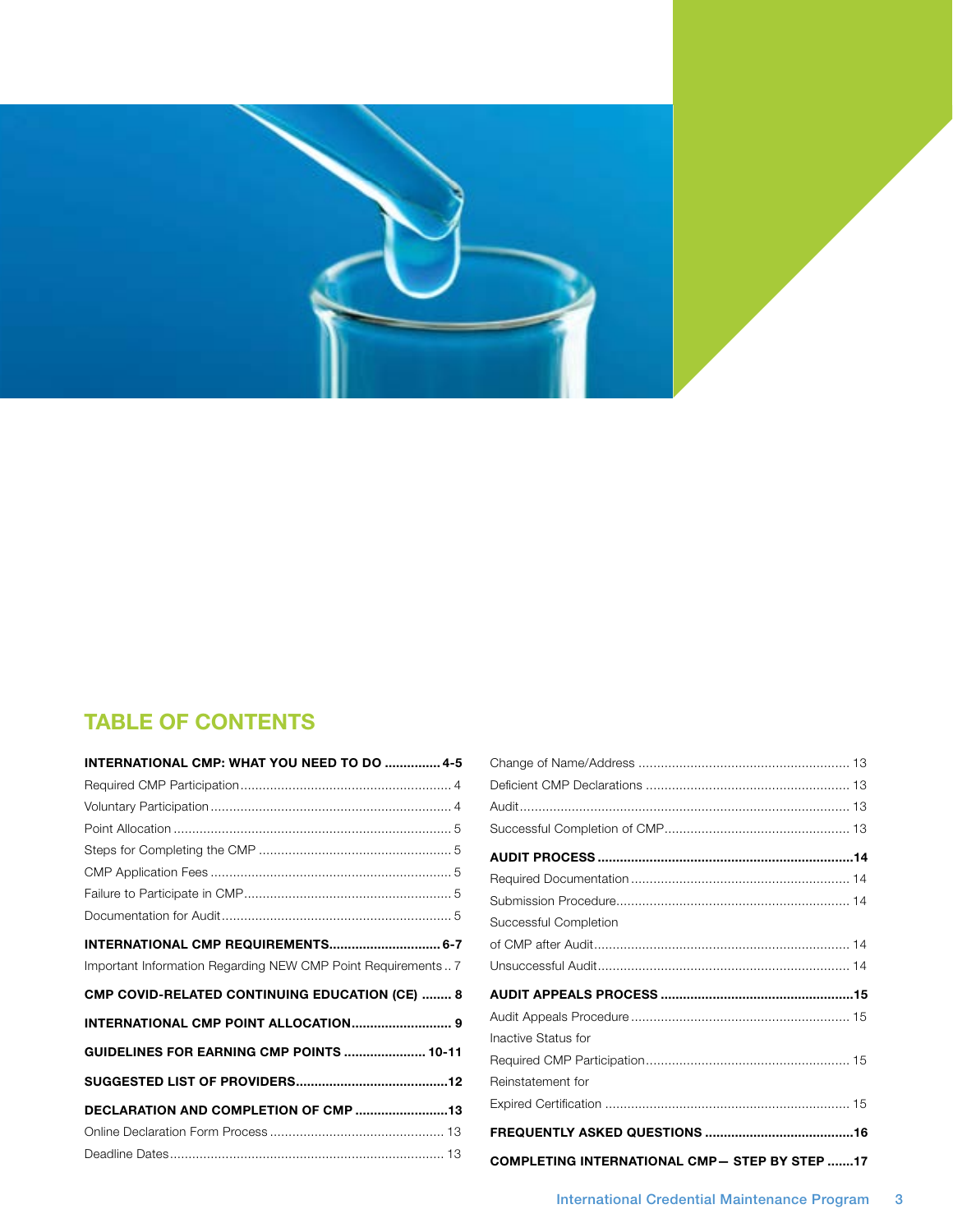## TABLE OF CONTENTS

**INTERNATIONAL CMP: WHAT YOU NEED TO DO ............... 4-5**

Required CMP Participation ........................................................ 4

Voluntary Participation ................................................................ 4

Point Allocation .......................................................................... 5

Steps for Completing the CMP .................................................... 5

CMP Application Fees ................................................................. 5

Failure to Participate in CMP ....................................................... 5

Documentation for Audit ............................................................. 5

**INTERNATIONAL CMP REQUIREMENTS.............................. 6-7**

Important Information Regarding NEW CMP Point Requirements .. 7

**CMP COVID-RELATED CONTINUING EDUCATION (CE) ........ 8**

**INTERNATIONAL CMP POINT ALLOCATION........................... 9**

**GUIDELINES FOR EARNING CMP POINTS ...................... 10-11**

**SUGGESTED LIST OF PROVIDERS.........................................12**

**DECLARATION AND COMPLETION OF CMP .........................13**

Online Declaration Form Process ............................................... 13

Deadline Dates ........................................................................... 13

Change of Name/Address ........................................................... 13

Deficient CMP Declarations ......................................................... 13

Audit ........................................................................................... 13

Successful Completion of CMP .................................................... 13

**AUDIT PROCESS ....................................................................14**

Required Documentation ............................................................. 14

Submission Procedure ................................................................. 14

Successful Completion of CMP after Audit .................................... 14

Unsuccessful Audit ...................................................................... 14

**AUDIT APPEALS PROCESS ....................................................15**

Audit Appeals Procedure ............................................................. 15

Inactive Status for Required CMP Participation ........................... 15

Reinstatement for Expired Certification ........................................ 15

**FREQUENTLY ASKED QUESTIONS ........................................16**

**COMPLETING INTERNATIONAL CMP— STEP BY STEP .......17**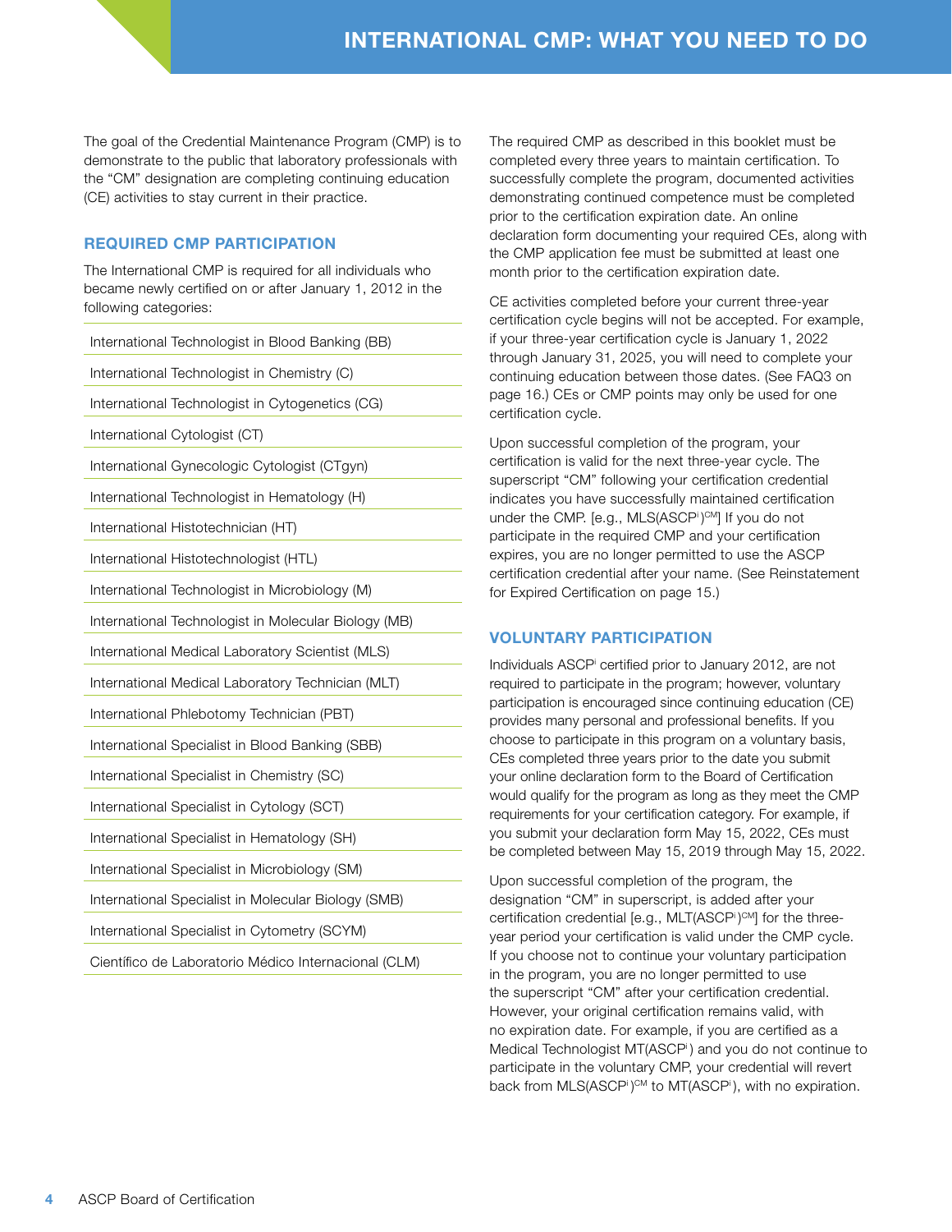# INTERNATIONAL CMP: WHAT YOU NEED TO DO

The goal of the Credential Maintenance Program (CMP) is to demonstrate to the public that laboratory professionals with the "CM" designation are completing continuing education (CE) activities to stay current in their practice.

## REQUIRED CMP PARTICIPATION

The International CMP is required for all individuals who became newly certified on or after January 1, 2012 in the following categories:

- International Technologist in Blood Banking (BB)
- International Technologist in Chemistry (C)
- International Technologist in Cytogenetics (CG)
- International Cytologist (CT)
- International Gynecologic Cytologist (CTgyn)
- International Technologist in Hematology (H)
- International Histotechnician (HT)
- International Histotechnologist (HTL)
- International Technologist in Microbiology (M)
- International Technologist in Molecular Biology (MB)
- International Medical Laboratory Scientist (MLS)
- International Medical Laboratory Technician (MLT)
- International Phlebotomy Technician (PBT)
- International Specialist in Blood Banking (SBB)
- International Specialist in Chemistry (SC)
- International Specialist in Cytology (SCT)
- International Specialist in Hematology (SH)
- International Specialist in Microbiology (SM)
- International Specialist in Molecular Biology (SMB)
- International Specialist in Cytometry (SCYM)
- Científico de Laboratorio Médico Internacional (CLM)

The required CMP as described in this booklet must be completed every three years to maintain certification. To successfully complete the program, documented activities demonstrating continued competence must be completed prior to the certification expiration date. An online declaration form documenting your required CEs, along with the CMP application fee must be submitted at least one month prior to the certification expiration date.

CE activities completed before your current three-year certification cycle begins will not be accepted. For example, if your three-year certification cycle is January 1, 2022 through January 31, 2025, you will need to complete your continuing education between those dates. (See FAQ3 on page 16.) CEs or CMP points may only be used for one certification cycle.

Upon successful completion of the program, your certification is valid for the next three-year cycle. The superscript "CM" following your certification credential indicates you have successfully maintained certification under the CMP. [e.g., MLS(ASCP[i])[CM]] If you do not participate in the required CMP and your certification expires, you are no longer permitted to use the ASCP certification credential after your name. (See Reinstatement for Expired Certification on page 15.)

## VOLUNTARY PARTICIPATION

Individuals ASCP[i] certified prior to January 2012, are not required to participate in the program; however, voluntary participation is encouraged since continuing education (CE) provides many personal and professional benefits. If you choose to participate in this program on a voluntary basis, CEs completed three years prior to the date you submit your online declaration form to the Board of Certification would qualify for the program as long as they meet the CMP requirements for your certification category. For example, if you submit your declaration form May 15, 2022, CEs must be completed between May 15, 2019 through May 15, 2022.

Upon successful completion of the program, the designation "CM" in superscript, is added after your certification credential [e.g., MLT(ASCP[i])[CM]] for the three-year period your certification is valid under the CMP cycle. If you choose not to continue your voluntary participation in the program, you are no longer permitted to use the superscript "CM" after your certification credential. However, your original certification remains valid, with no expiration date. For example, if you are certified as a Medical Technologist MT(ASCP[i]) and you do not continue to participate in the voluntary CMP, your credential will revert back from MLS(ASCP[i])[CM] to MT(ASCP[i]), with no expiration.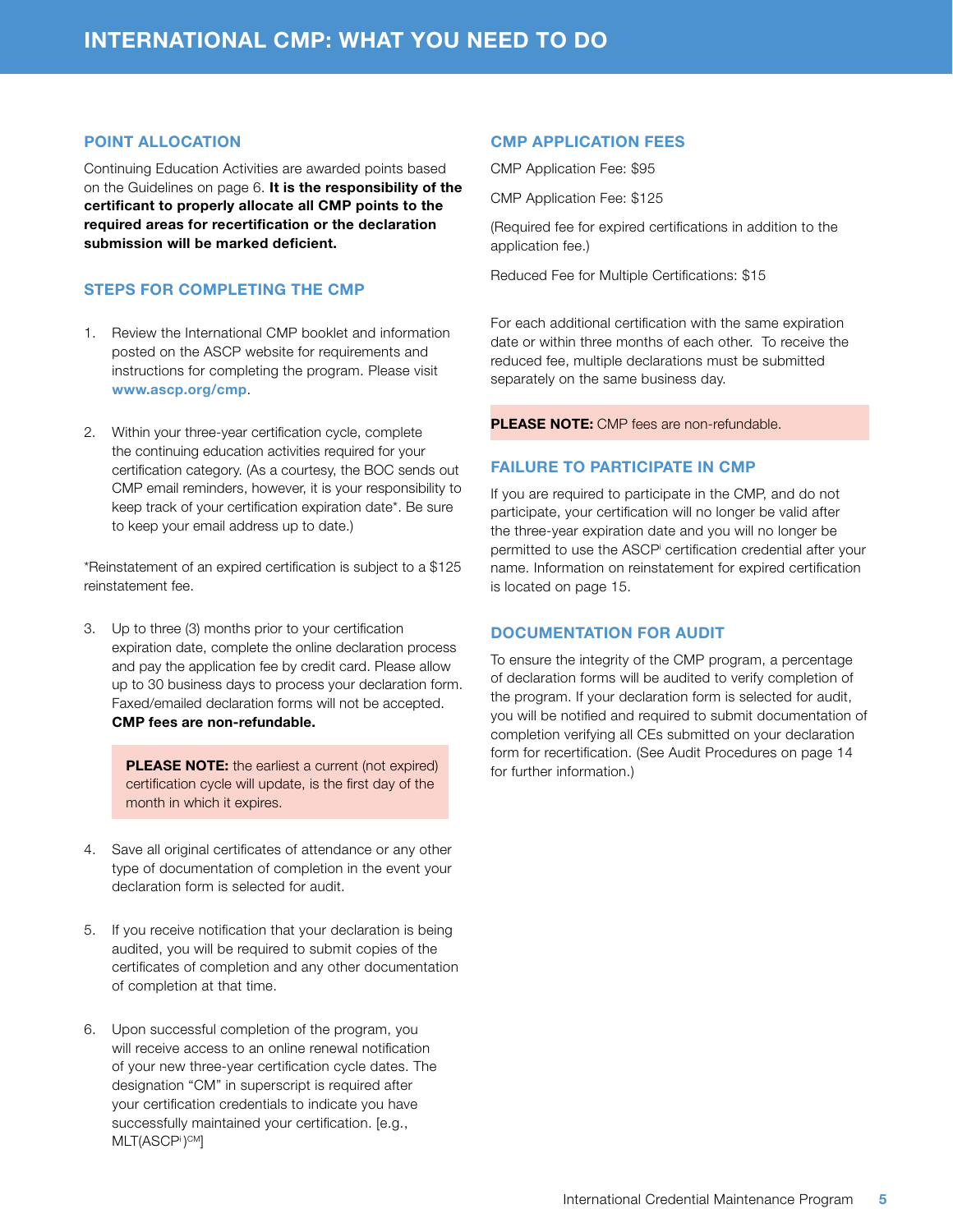# INTERNATIONAL CMP: WHAT YOU NEED TO DO

## POINT ALLOCATION

Continuing Education Activities are awarded points based on the Guidelines on page 6. **It is the responsibility of the certificant to properly allocate all CMP points to the required areas for recertification or the declaration submission will be marked deficient.**

## STEPS FOR COMPLETING THE CMP

1. Review the International CMP booklet and information posted on the ASCP website for requirements and instructions for completing the program. Please visit **www.ascp.org/cmp**.

2. Within your three-year certification cycle, complete the continuing education activities required for your certification category. (As a courtesy, the BOC sends out CMP email reminders, however, it is your responsibility to keep track of your certification expiration date*. Be sure to keep your email address up to date.)

*Reinstatement of an expired certification is subject to a $125 reinstatement fee.

3. Up to three (3) months prior to your certification expiration date, complete the online declaration process and pay the application fee by credit card. Please allow up to 30 business days to process your declaration form. Faxed/emailed declaration forms will not be accepted. **CMP fees are non-refundable.**

   **PLEASE NOTE:** the earliest a current (not expired) certification cycle will update, is the first day of the month in which it expires.

4. Save all original certificates of attendance or any other type of documentation of completion in the event your declaration form is selected for audit.

5. If you receive notification that your declaration is being audited, you will be required to submit copies of the certificates of completion and any other documentation of completion at that time.

6. Upon successful completion of the program, you will receive access to an online renewal notification of your new three-year certification cycle dates. The designation "CM" in superscript is required after your certification credentials to indicate you have successfully maintained your certification. [e.g., MLT(ASCP[i])[CM]]

## CMP APPLICATION FEES

CMP Application Fee: $95

CMP Application Fee: $125

(Required fee for expired certifications in addition to the application fee.)

Reduced Fee for Multiple Certifications: $15

For each additional certification with the same expiration date or within three months of each other. To receive the reduced fee, multiple declarations must be submitted separately on the same business day.

**PLEASE NOTE:** CMP fees are non-refundable.

## FAILURE TO PARTICIPATE IN CMP

If you are required to participate in the CMP, and do not participate, your certification will no longer be valid after the three-year expiration date and you will no longer be permitted to use the ASCP[i] certification credential after your name. Information on reinstatement for expired certification is located on page 15.

## DOCUMENTATION FOR AUDIT

To ensure the integrity of the CMP program, a percentage of declaration forms will be audited to verify completion of the program. If your declaration form is selected for audit, you will be notified and required to submit documentation of completion verifying all CEs submitted on your declaration form for recertification. (See Audit Procedures on page 14 for further information.)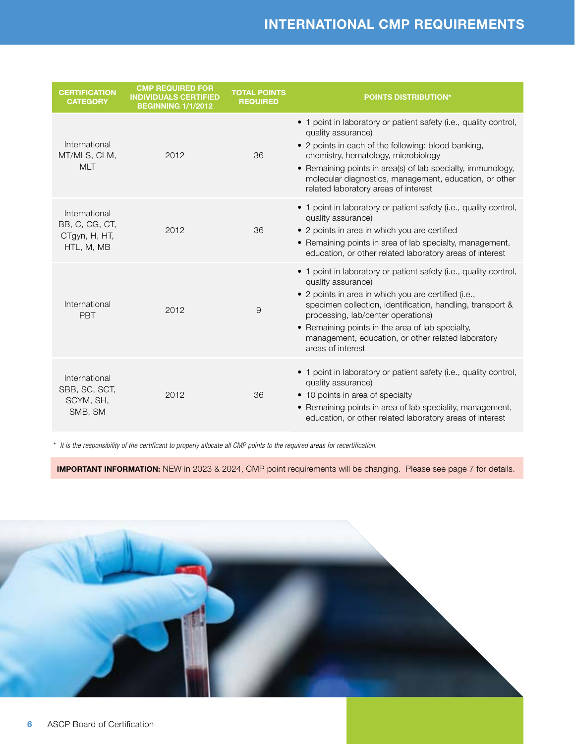# INTERNATIONAL CMP REQUIREMENTS

| CERTIFICATION CATEGORY | CMP REQUIRED FOR INDIVIDUALS CERTIFIED BEGINNING 1/1/2012 | TOTAL POINTS REQUIRED | POINTS DISTRIBUTION* |
|---|---|---|---|
| International MT/MLS, CLM, MLT | 2012 | 36 | • 1 point in laboratory or patient safety (i.e., quality control, quality assurance)<br>• 2 points in each of the following: blood banking, chemistry, hematology, microbiology<br>• Remaining points in area(s) of lab specialty, immunology, molecular diagnostics, management, education, or other related laboratory areas of interest |
| International BB, C, CG, CT, CTgyn, H, HT, HTL, M, MB | 2012 | 36 | • 1 point in laboratory or patient safety (i.e., quality control, quality assurance)<br>• 2 points in area in which you are certified<br>• Remaining points in area of lab specialty, management, education, or other related laboratory areas of interest |
| International PBT | 2012 | 9 | • 1 point in laboratory or patient safety (i.e., quality control, quality assurance)<br>• 2 points in area in which you are certified (i.e., specimen collection, identification, handling, transport & processing, lab/center operations)<br>• Remaining points in the area of lab specialty, management, education, or other related laboratory areas of interest |
| International SBB, SC, SCT, SCYM, SH, SMB, SM | 2012 | 36 | • 1 point in laboratory or patient safety (i.e., quality control, quality assurance)<br>• 10 points in area of specialty<br>• Remaining points in area of lab speciality, management, education, or other related laboratory areas of interest |

\* *It is the responsibility of the certificant to properly allocate all CMP points to the required areas for recertification.*

**IMPORTANT INFORMATION:** NEW in 2023 & 2024, CMP point requirements will be changing. Please see page 7 for details.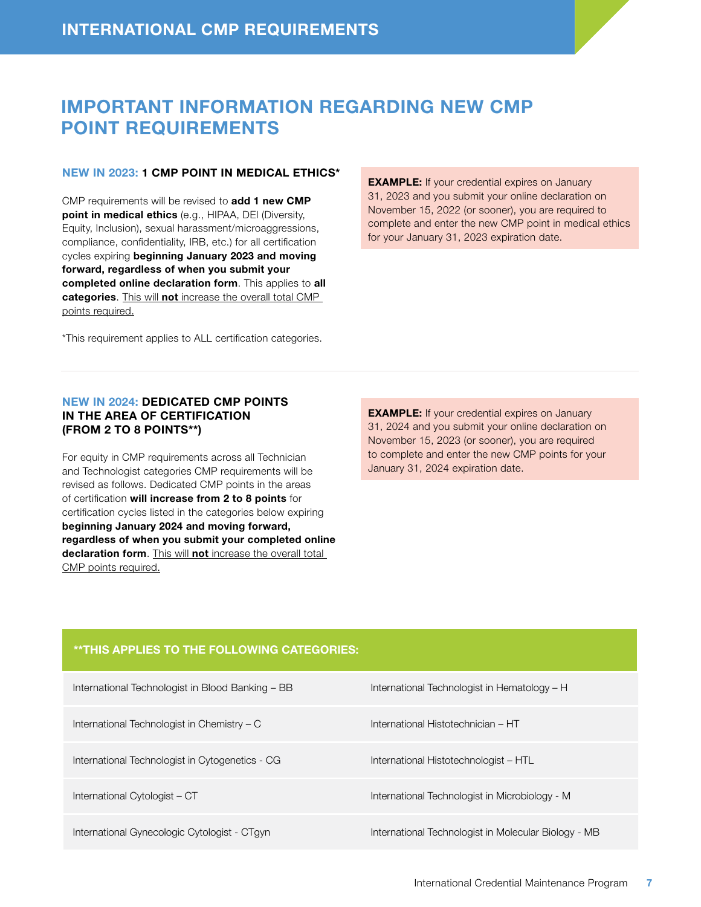# IMPORTANT INFORMATION REGARDING NEW CMP POINT REQUIREMENTS

### NEW IN 2023: 1 CMP POINT IN MEDICAL ETHICS*

CMP requirements will be revised to **add 1 new CMP point in medical ethics** (e.g., HIPAA, DEI (Diversity, Equity, Inclusion), sexual harassment/microaggressions, compliance, confidentiality, IRB, etc.) for all certification cycles expiring **beginning January 2023 and moving forward, regardless of when you submit your completed online declaration form**. This applies to **all categories**. This will **not** increase the overall total CMP points required.

*This requirement applies to ALL certification categories.

**EXAMPLE:** If your credential expires on January 31, 2023 and you submit your online declaration on November 15, 2022 (or sooner), you are required to complete and enter the new CMP point in medical ethics for your January 31, 2023 expiration date.

### NEW IN 2024: DEDICATED CMP POINTS IN THE AREA OF CERTIFICATION (FROM 2 TO 8 POINTS**)

For equity in CMP requirements across all Technician and Technologist categories CMP requirements will be revised as follows. Dedicated CMP points in the areas of certification **will increase from 2 to 8 points** for certification cycles listed in the categories below expiring **beginning January 2024 and moving forward, regardless of when you submit your completed online declaration form**. This will **not** increase the overall total CMP points required.

**EXAMPLE:** If your credential expires on January 31, 2024 and you submit your online declaration on November 15, 2023 (or sooner), you are required to complete and enter the new CMP points for your January 31, 2024 expiration date.

| **THIS APPLIES TO THE FOLLOWING CATEGORIES: | |
|---|---|
| International Technologist in Blood Banking – BB | International Technologist in Hematology – H |
| International Technologist in Chemistry – C | International Histotechnician – HT |
| International Technologist in Cytogenetics - CG | International Histotechnologist – HTL |
| International Cytologist – CT | International Technologist in Microbiology - M |
| International Gynecologic Cytologist - CTgyn | International Technologist in Molecular Biology - MB |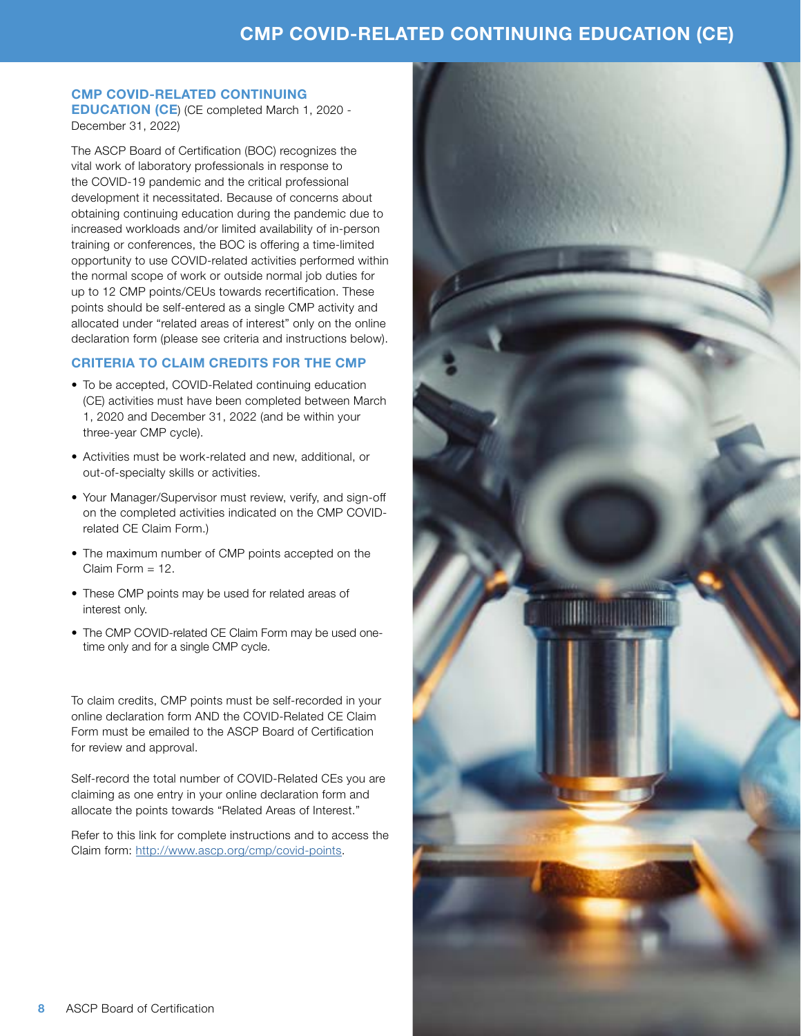## CMP COVID-RELATED CONTINUING EDUCATION (CE) (CE completed March 1, 2020 - December 31, 2022)

The ASCP Board of Certification (BOC) recognizes the vital work of laboratory professionals in response to the COVID-19 pandemic and the critical professional development it necessitated. Because of concerns about obtaining continuing education during the pandemic due to increased workloads and/or limited availability of in-person training or conferences, the BOC is offering a time-limited opportunity to use COVID-related activities performed within the normal scope of work or outside normal job duties for up to 12 CMP points/CEUs towards recertification. These points should be self-entered as a single CMP activity and allocated under "related areas of interest" only on the online declaration form (please see criteria and instructions below).

### CRITERIA TO CLAIM CREDITS FOR THE CMP

- To be accepted, COVID-Related continuing education (CE) activities must have been completed between March 1, 2020 and December 31, 2022 (and be within your three-year CMP cycle).
- Activities must be work-related and new, additional, or out-of-specialty skills or activities.
- Your Manager/Supervisor must review, verify, and sign-off on the completed activities indicated on the CMP COVID-related CE Claim Form.)
- The maximum number of CMP points accepted on the Claim Form = 12.
- These CMP points may be used for related areas of interest only.
- The CMP COVID-related CE Claim Form may be used one-time only and for a single CMP cycle.

To claim credits, CMP points must be self-recorded in your online declaration form AND the COVID-Related CE Claim Form must be emailed to the ASCP Board of Certification for review and approval.

Self-record the total number of COVID-Related CEs you are claiming as one entry in your online declaration form and allocate the points towards "Related Areas of Interest."

Refer to this link for complete instructions and to access the Claim form: http://www.ascp.org/cmp/covid-points.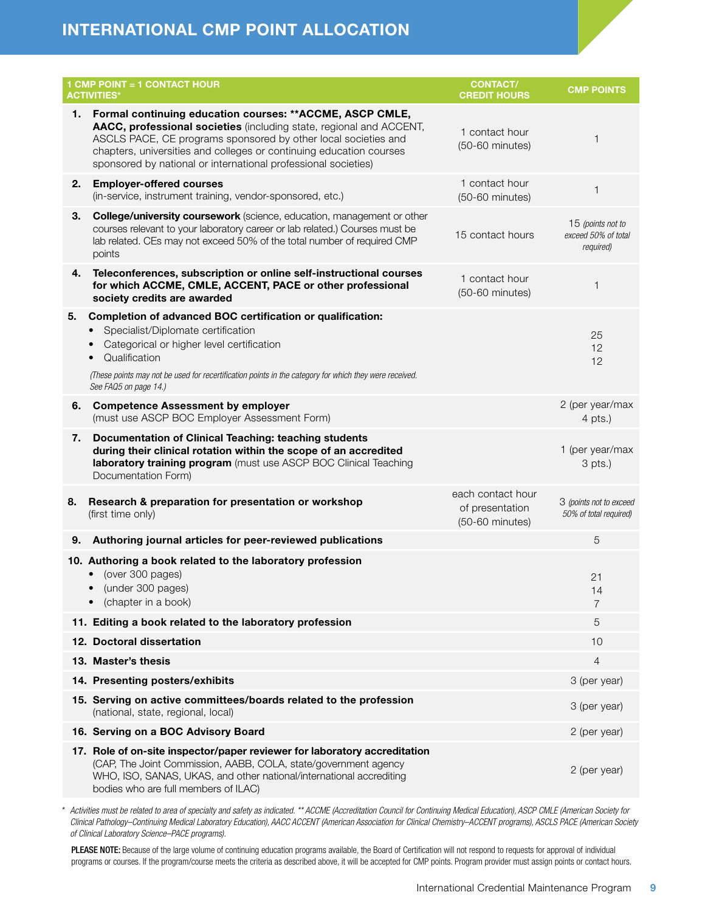# INTERNATIONAL CMP POINT ALLOCATION

| 1 CMP POINT = 1 CONTACT HOUR ACTIVITIES* | CONTACT/ CREDIT HOURS | CMP POINTS |
|---|---|---|
| 1. **Formal continuing education courses: **ACCME, ASCP CMLE, AACC, professional societies** (including state, regional and ACCENT, ASCLS PACE, CE programs sponsored by other local societies and chapters, universities and colleges or continuing education courses sponsored by national or international professional societies) | 1 contact hour (50-60 minutes) | 1 |
| 2. **Employer-offered courses** (in-service, instrument training, vendor-sponsored, etc.) | 1 contact hour (50-60 minutes) | 1 |
| 3. **College/university coursework** (science, education, management or other courses relevant to your laboratory career or lab related.) Courses must be lab related. CEs may not exceed 50% of the total number of required CMP points | 15 contact hours | 15 *(points not to exceed 50% of total required)* |
| 4. **Teleconferences, subscription or online self-instructional courses for which ACCME, CMLE, ACCENT, PACE or other professional society credits are awarded** | 1 contact hour (50-60 minutes) | 1 |
| 5. **Completion of advanced BOC certification or qualification:**<br>• Specialist/Diplomate certification<br>• Categorical or higher level certification<br>• Qualification<br>*(These points may not be used for recertification points in the category for which they were received. See FAQ5 on page 14.)* | | <br>25<br>12<br>12 |
| 6. **Competence Assessment by employer** (must use ASCP BOC Employer Assessment Form) | | 2 (per year/max 4 pts.) |
| 7. **Documentation of Clinical Teaching: teaching students during their clinical rotation within the scope of an accredited laboratory training program** (must use ASCP BOC Clinical Teaching Documentation Form) | | 1 (per year/max 3 pts.) |
| 8. **Research & preparation for presentation or workshop** (first time only) | each contact hour of presentation (50-60 minutes) | 3 *(points not to exceed 50% of total required)* |
| 9. **Authoring journal articles for peer-reviewed publications** | | 5 |
| 10. **Authoring a book related to the laboratory profession**<br>• (over 300 pages)<br>• (under 300 pages)<br>• (chapter in a book) | | <br>21<br>14<br>7 |
| 11. **Editing a book related to the laboratory profession** | | 5 |
| 12. **Doctoral dissertation** | | 10 |
| 13. **Master's thesis** | | 4 |
| 14. **Presenting posters/exhibits** | | 3 (per year) |
| 15. **Serving on active committees/boards related to the profession** (national, state, regional, local) | | 3 (per year) |
| 16. **Serving on a BOC Advisory Board** | | 2 (per year) |
| 17. **Role of on-site inspector/paper reviewer for laboratory accreditation** (CAP, The Joint Commission, AABB, COLA, state/government agency WHO, ISO, SANAS, UKAS, and other national/international accrediting bodies who are full members of ILAC) | | 2 (per year) |

*\* Activities must be related to area of specialty and safety as indicated. \*\* ACCME (Accreditation Council for Continuing Medical Education), ASCP CMLE (American Society for Clinical Pathology–Continuing Medical Laboratory Education), AACC ACCENT (American Association for Clinical Chemistry–ACCENT programs), ASCLS PACE (American Society of Clinical Laboratory Science–PACE programs).*

**PLEASE NOTE:** Because of the large volume of continuing education programs available, the Board of Certification will not respond to requests for approval of individual programs or courses. If the program/course meets the criteria as described above, it will be accepted for CMP points. Program provider must assign points or contact hours.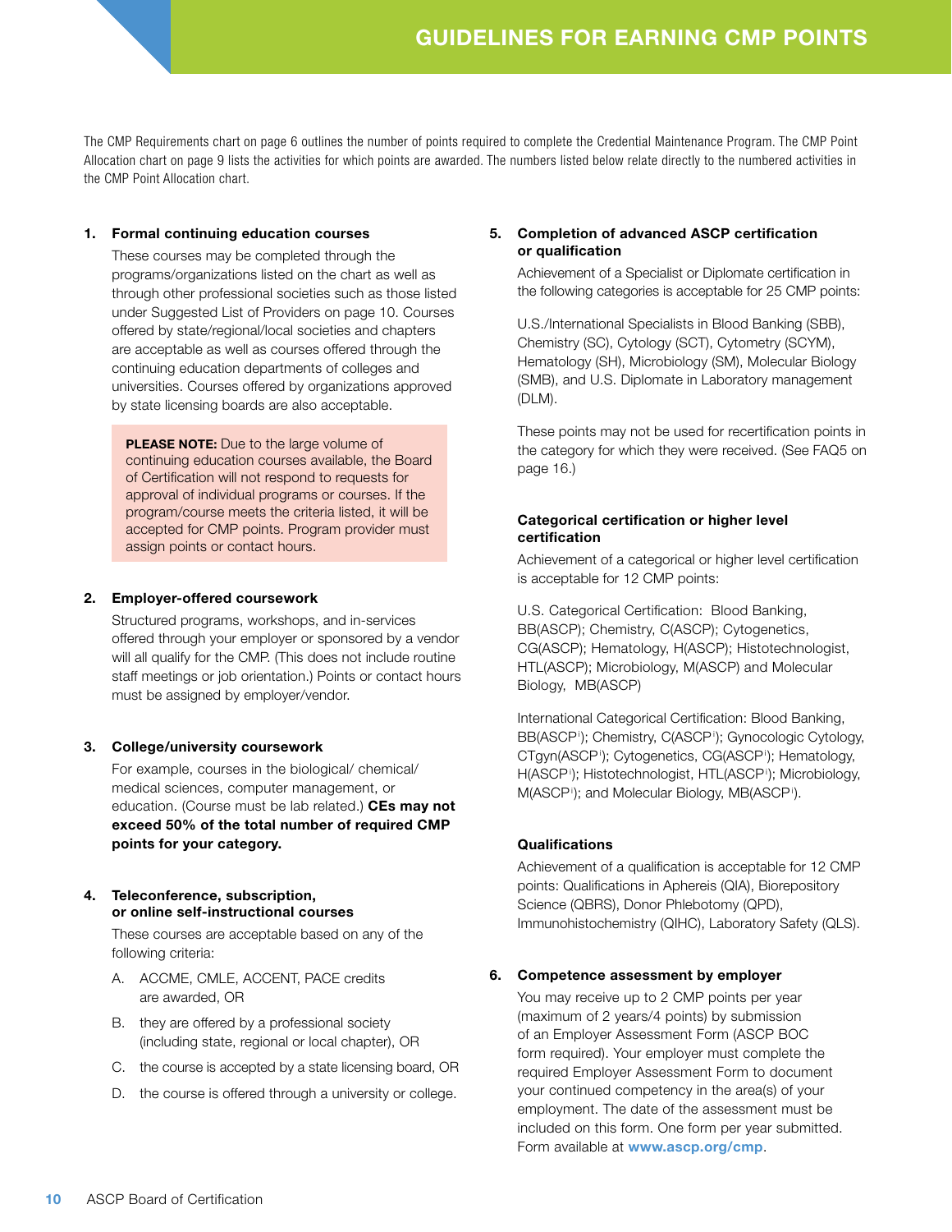# GUIDELINES FOR EARNING CMP POINTS

The CMP Requirements chart on page 6 outlines the number of points required to complete the Credential Maintenance Program. The CMP Point Allocation chart on page 9 lists the activities for which points are awarded. The numbers listed below relate directly to the numbered activities in the CMP Point Allocation chart.

**1. Formal continuing education courses**

These courses may be completed through the programs/organizations listed on the chart as well as through other professional societies such as those listed under Suggested List of Providers on page 10. Courses offered by state/regional/local societies and chapters are acceptable as well as courses offered through the continuing education departments of colleges and universities. Courses offered by organizations approved by state licensing boards are also acceptable.

> **PLEASE NOTE:** Due to the large volume of continuing education courses available, the Board of Certification will not respond to requests for approval of individual programs or courses. If the program/course meets the criteria listed, it will be accepted for CMP points. Program provider must assign points or contact hours.

**2. Employer-offered coursework**

Structured programs, workshops, and in-services offered through your employer or sponsored by a vendor will all qualify for the CMP. (This does not include routine staff meetings or job orientation.) Points or contact hours must be assigned by employer/vendor.

**3. College/university coursework**

For example, courses in the biological/ chemical/ medical sciences, computer management, or education. (Course must be lab related.) **CEs may not exceed 50% of the total number of required CMP points for your category.**

**4. Teleconference, subscription, or online self-instructional courses**

These courses are acceptable based on any of the following criteria:

A. ACCME, CMLE, ACCENT, PACE credits are awarded, OR

B. they are offered by a professional society (including state, regional or local chapter), OR

C. the course is accepted by a state licensing board, OR

D. the course is offered through a university or college.

**5. Completion of advanced ASCP certification or qualification**

Achievement of a Specialist or Diplomate certification in the following categories is acceptable for 25 CMP points:

U.S./International Specialists in Blood Banking (SBB), Chemistry (SC), Cytology (SCT), Cytometry (SCYM), Hematology (SH), Microbiology (SM), Molecular Biology (SMB), and U.S. Diplomate in Laboratory management (DLM).

These points may not be used for recertification points in the category for which they were received. (See FAQ5 on page 16.)

**Categorical certification or higher level certification**

Achievement of a categorical or higher level certification is acceptable for 12 CMP points:

U.S. Categorical Certification: Blood Banking, BB(ASCP); Chemistry, C(ASCP); Cytogenetics, CG(ASCP); Hematology, H(ASCP); Histotechnologist, HTL(ASCP); Microbiology, M(ASCP) and Molecular Biology, MB(ASCP)

International Categorical Certification: Blood Banking, BB(ASCP[i]); Chemistry, C(ASCP[i]); Gynocologic Cytology, CTgyn(ASCP[i]); Cytogenetics, CG(ASCP[i]); Hematology, H(ASCP[i]); Histotechnologist, HTL(ASCP[i]); Microbiology, M(ASCP[i]); and Molecular Biology, MB(ASCP[i]).

**Qualifications**

Achievement of a qualification is acceptable for 12 CMP points: Qualifications in Aphereis (QIA), Biorepository Science (QBRS), Donor Phlebotomy (QPD), Immunohistochemistry (QIHC), Laboratory Safety (QLS).

**6. Competence assessment by employer**

You may receive up to 2 CMP points per year (maximum of 2 years/4 points) by submission of an Employer Assessment Form (ASCP BOC form required). Your employer must complete the required Employer Assessment Form to document your continued competency in the area(s) of your employment. The date of the assessment must be included on this form. One form per year submitted. Form available at **www.ascp.org/cmp**.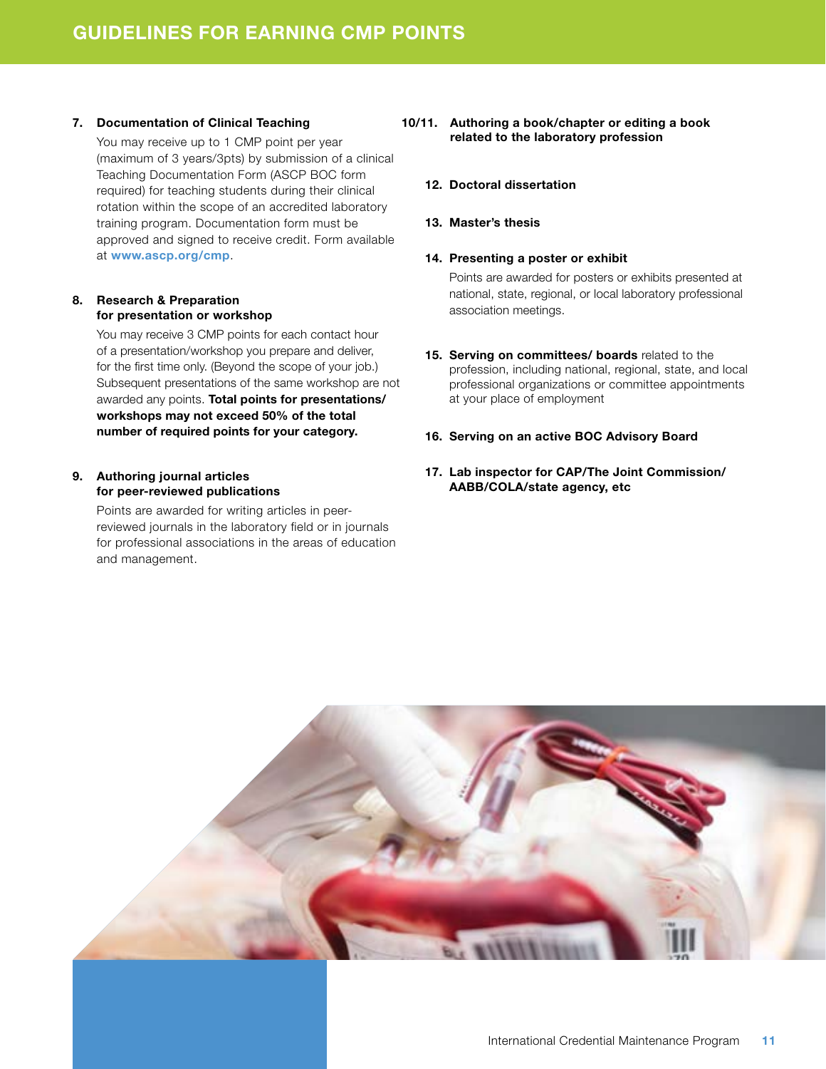## GUIDELINES FOR EARNING CMP POINTS

**7. Documentation of Clinical Teaching**

You may receive up to 1 CMP point per year (maximum of 3 years/3pts) by submission of a clinical Teaching Documentation Form (ASCP BOC form required) for teaching students during their clinical rotation within the scope of an accredited laboratory training program. Documentation form must be approved and signed to receive credit. Form available at **www.ascp.org/cmp**.

**8. Research & Preparation for presentation or workshop**

You may receive 3 CMP points for each contact hour of a presentation/workshop you prepare and deliver, for the first time only. (Beyond the scope of your job.) Subsequent presentations of the same workshop are not awarded any points. **Total points for presentations/ workshops may not exceed 50% of the total number of required points for your category.**

**9. Authoring journal articles for peer-reviewed publications**

Points are awarded for writing articles in peer-reviewed journals in the laboratory field or in journals for professional associations in the areas of education and management.

**10/11. Authoring a book/chapter or editing a book related to the laboratory profession**

**12. Doctoral dissertation**

**13. Master's thesis**

**14. Presenting a poster or exhibit**

Points are awarded for posters or exhibits presented at national, state, regional, or local laboratory professional association meetings.

**15. Serving on committees/ boards** related to the profession, including national, regional, state, and local professional organizations or committee appointments at your place of employment

**16. Serving on an active BOC Advisory Board**

**17. Lab inspector for CAP/The Joint Commission/ AABB/COLA/state agency, etc**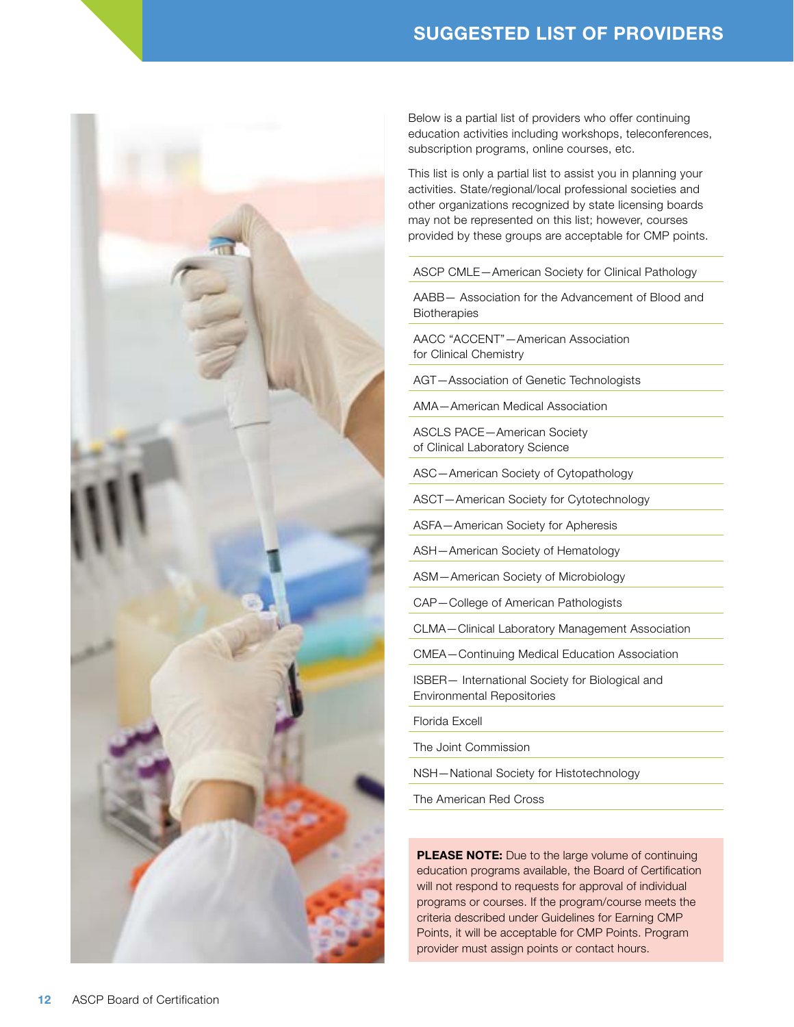# SUGGESTED LIST OF PROVIDERS

Below is a partial list of providers who offer continuing education activities including workshops, teleconferences, subscription programs, online courses, etc.

This list is only a partial list to assist you in planning your activities. State/regional/local professional societies and other organizations recognized by state licensing boards may not be represented on this list; however, courses provided by these groups are acceptable for CMP points.

- ASCP CMLE—American Society for Clinical Pathology
- AABB— Association for the Advancement of Blood and Biotherapies
- AACC "ACCENT"—American Association for Clinical Chemistry
- AGT—Association of Genetic Technologists
- AMA—American Medical Association
- ASCLS PACE—American Society of Clinical Laboratory Science
- ASC—American Society of Cytopathology
- ASCT—American Society for Cytotechnology
- ASFA—American Society for Apheresis
- ASH—American Society of Hematology
- ASM—American Society of Microbiology
- CAP—College of American Pathologists
- CLMA—Clinical Laboratory Management Association
- CMEA—Continuing Medical Education Association
- ISBER— International Society for Biological and Environmental Repositories
- Florida Excell
- The Joint Commission
- NSH—National Society for Histotechnology
- The American Red Cross

**PLEASE NOTE:** Due to the large volume of continuing education programs available, the Board of Certification will not respond to requests for approval of individual programs or courses. If the program/course meets the criteria described under Guidelines for Earning CMP Points, it will be acceptable for CMP Points. Program provider must assign points or contact hours.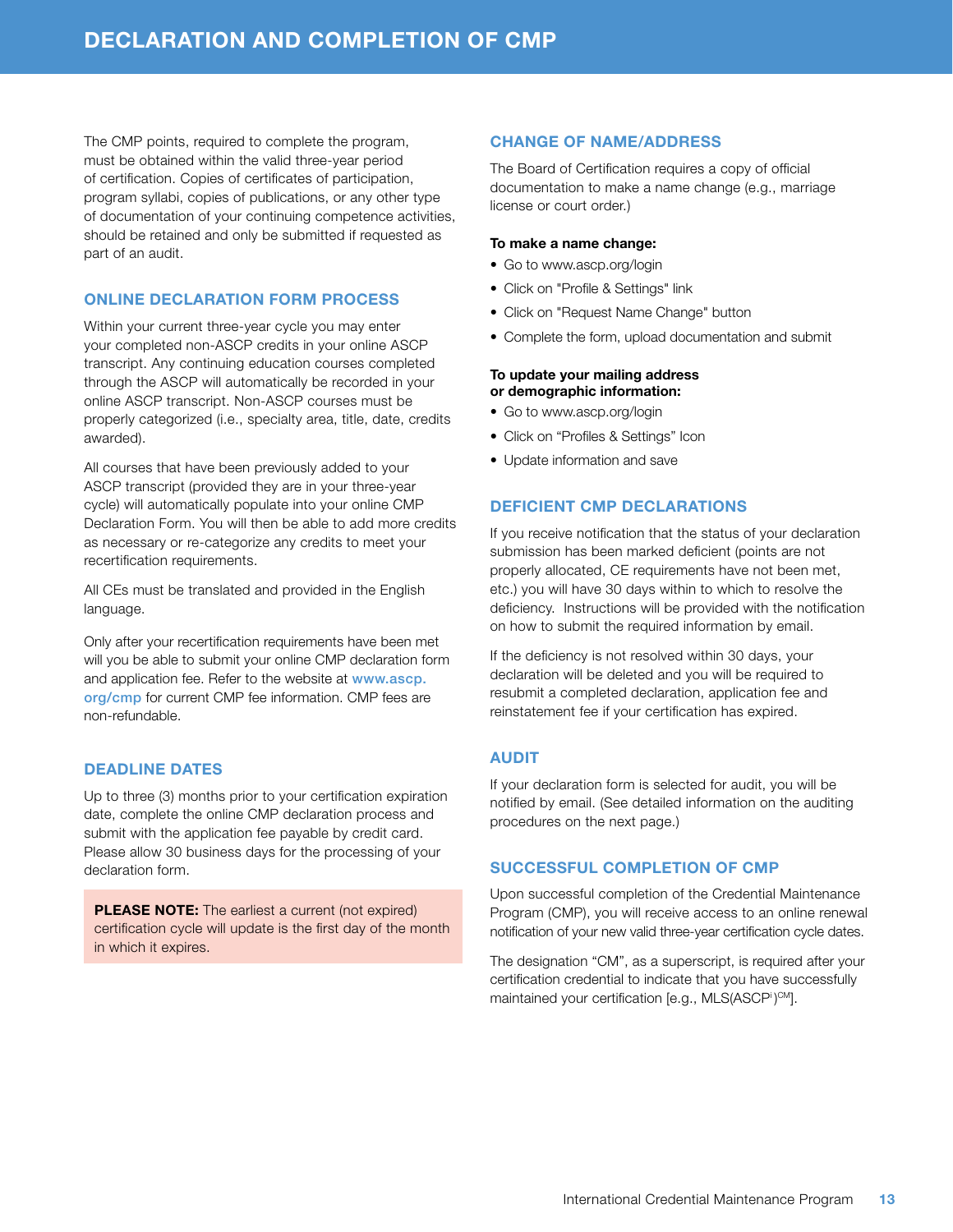# DECLARATION AND COMPLETION OF CMP

The CMP points, required to complete the program, must be obtained within the valid three-year period of certification. Copies of certificates of participation, program syllabi, copies of publications, or any other type of documentation of your continuing competence activities, should be retained and only be submitted if requested as part of an audit.

## ONLINE DECLARATION FORM PROCESS

Within your current three-year cycle you may enter your completed non-ASCP credits in your online ASCP transcript. Any continuing education courses completed through the ASCP will automatically be recorded in your online ASCP transcript. Non-ASCP courses must be properly categorized (i.e., specialty area, title, date, credits awarded).

All courses that have been previously added to your ASCP transcript (provided they are in your three-year cycle) will automatically populate into your online CMP Declaration Form. You will then be able to add more credits as necessary or re-categorize any credits to meet your recertification requirements.

All CEs must be translated and provided in the English language.

Only after your recertification requirements have been met will you be able to submit your online CMP declaration form and application fee. Refer to the website at **www.ascp.org/cmp** for current CMP fee information. CMP fees are non-refundable.

## DEADLINE DATES

Up to three (3) months prior to your certification expiration date, complete the online CMP declaration process and submit with the application fee payable by credit card. Please allow 30 business days for the processing of your declaration form.

**PLEASE NOTE:** The earliest a current (not expired) certification cycle will update is the first day of the month in which it expires.

## CHANGE OF NAME/ADDRESS

The Board of Certification requires a copy of official documentation to make a name change (e.g., marriage license or court order.)

**To make a name change:**

- Go to www.ascp.org/login
- Click on "Profile & Settings" link
- Click on "Request Name Change" button
- Complete the form, upload documentation and submit

**To update your mailing address or demographic information:**

- Go to www.ascp.org/login
- Click on “Profiles & Settings” Icon
- Update information and save

## DEFICIENT CMP DECLARATIONS

If you receive notification that the status of your declaration submission has been marked deficient (points are not properly allocated, CE requirements have not been met, etc.) you will have 30 days within to which to resolve the deficiency. Instructions will be provided with the notification on how to submit the required information by email.

If the deficiency is not resolved within 30 days, your declaration will be deleted and you will be required to resubmit a completed declaration, application fee and reinstatement fee if your certification has expired.

## AUDIT

If your declaration form is selected for audit, you will be notified by email. (See detailed information on the auditing procedures on the next page.)

## SUCCESSFUL COMPLETION OF CMP

Upon successful completion of the Credential Maintenance Program (CMP), you will receive access to an online renewal notification of your new valid three-year certification cycle dates.

The designation “CM”, as a superscript, is required after your certification credential to indicate that you have successfully maintained your certification [e.g., MLS(ASCP$^{i}$)$^{CM}$].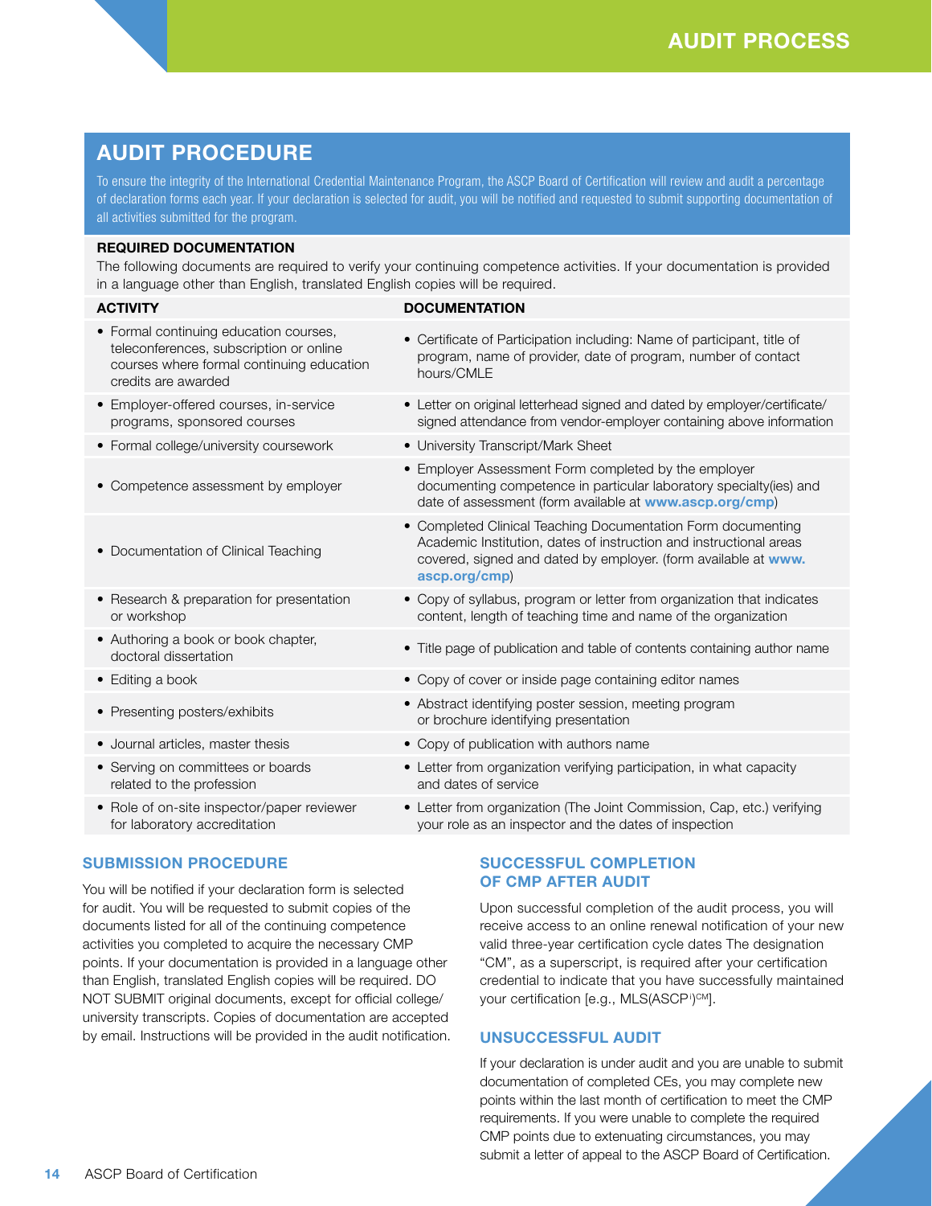# AUDIT PROCEDURE

To ensure the integrity of the International Credential Maintenance Program, the ASCP Board of Certification will review and audit a percentage of declaration forms each year. If your declaration is selected for audit, you will be notified and requested to submit supporting documentation of all activities submitted for the program.

**REQUIRED DOCUMENTATION**

The following documents are required to verify your continuing competence activities. If your documentation is provided in a language other than English, translated English copies will be required.

| ACTIVITY | DOCUMENTATION |
|---|---|
| • Formal continuing education courses, teleconferences, subscription or online courses where formal continuing education credits are awarded | • Certificate of Participation including: Name of participant, title of program, name of provider, date of program, number of contact hours/CMLE |
| • Employer-offered courses, in-service programs, sponsored courses | • Letter on original letterhead signed and dated by employer/certificate/signed attendance from vendor-employer containing above information |
| • Formal college/university coursework | • University Transcript/Mark Sheet |
| • Competence assessment by employer | • Employer Assessment Form completed by the employer documenting competence in particular laboratory specialty(ies) and date of assessment (form available at **www.ascp.org/cmp**) |
| • Documentation of Clinical Teaching | • Completed Clinical Teaching Documentation Form documenting Academic Institution, dates of instruction and instructional areas covered, signed and dated by employer. (form available at **www.ascp.org/cmp**) |
| • Research & preparation for presentation or workshop | • Copy of syllabus, program or letter from organization that indicates content, length of teaching time and name of the organization |
| • Authoring a book or book chapter, doctoral dissertation | • Title page of publication and table of contents containing author name |
| • Editing a book | • Copy of cover or inside page containing editor names |
| • Presenting posters/exhibits | • Abstract identifying poster session, meeting program or brochure identifying presentation |
| • Journal articles, master thesis | • Copy of publication with authors name |
| • Serving on committees or boards related to the profession | • Letter from organization verifying participation, in what capacity and dates of service |
| • Role of on-site inspector/paper reviewer for laboratory accreditation | • Letter from organization (The Joint Commission, Cap, etc.) verifying your role as an inspector and the dates of inspection |

## SUBMISSION PROCEDURE

You will be notified if your declaration form is selected for audit. You will be requested to submit copies of the documents listed for all of the continuing competence activities you completed to acquire the necessary CMP points. If your documentation is provided in a language other than English, translated English copies will be required. DO NOT SUBMIT original documents, except for official college/university transcripts. Copies of documentation are accepted by email. Instructions will be provided in the audit notification.

## SUCCESSFUL COMPLETION OF CMP AFTER AUDIT

Upon successful completion of the audit process, you will receive access to an online renewal notification of your new valid three-year certification cycle dates The designation "CM", as a superscript, is required after your certification credential to indicate that you have successfully maintained your certification [e.g., MLS(ASCP[i])[CM]].

## UNSUCCESSFUL AUDIT

If your declaration is under audit and you are unable to submit documentation of completed CEs, you may complete new points within the last month of certification to meet the CMP requirements. If you were unable to complete the required CMP points due to extenuating circumstances, you may submit a letter of appeal to the ASCP Board of Certification.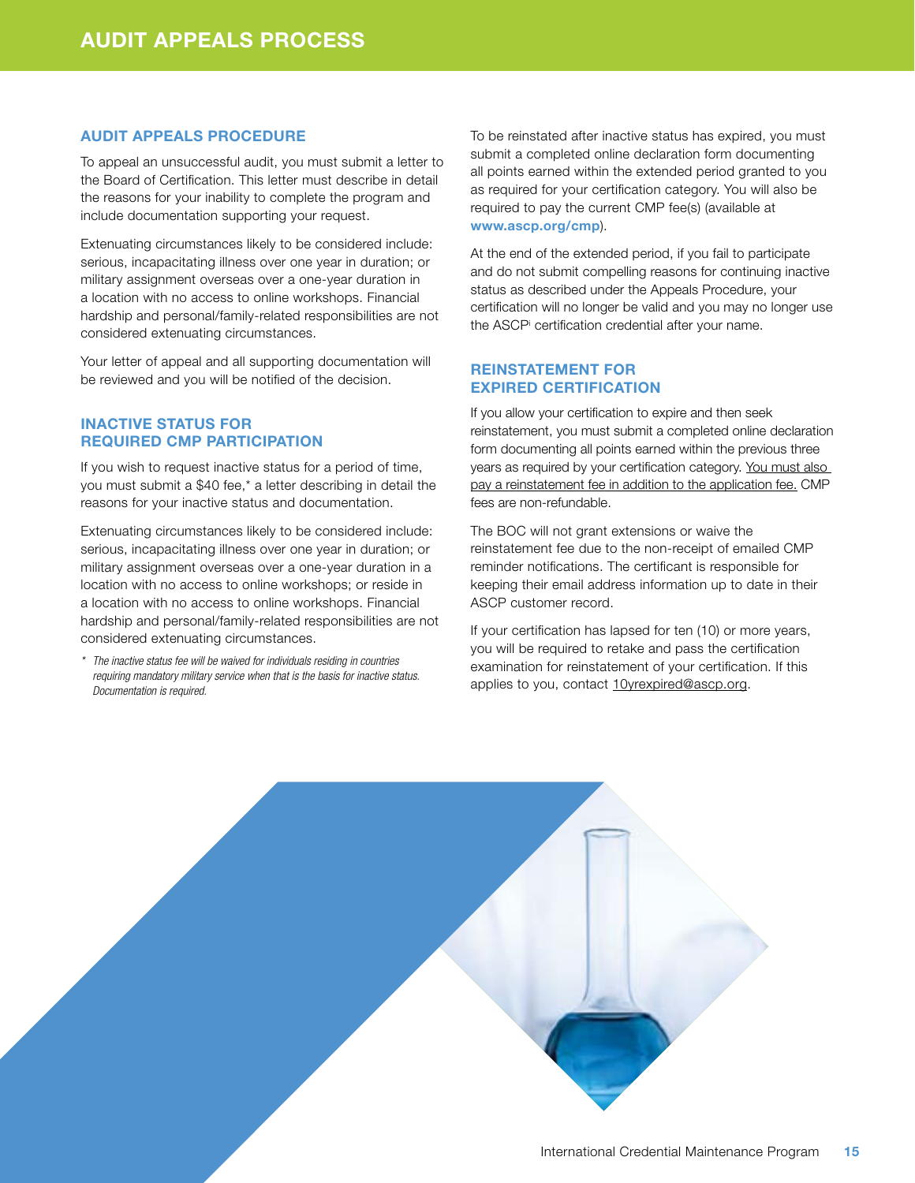# AUDIT APPEALS PROCESS

## AUDIT APPEALS PROCEDURE

To appeal an unsuccessful audit, you must submit a letter to the Board of Certification. This letter must describe in detail the reasons for your inability to complete the program and include documentation supporting your request.

Extenuating circumstances likely to be considered include: serious, incapacitating illness over one year in duration; or military assignment overseas over a one-year duration in a location with no access to online workshops. Financial hardship and personal/family-related responsibilities are not considered extenuating circumstances.

Your letter of appeal and all supporting documentation will be reviewed and you will be notified of the decision.

## INACTIVE STATUS FOR REQUIRED CMP PARTICIPATION

If you wish to request inactive status for a period of time, you must submit a $40 fee,* a letter describing in detail the reasons for your inactive status and documentation.

Extenuating circumstances likely to be considered include: serious, incapacitating illness over one year in duration; or military assignment overseas over a one-year duration in a location with no access to online workshops; or reside in a location with no access to online workshops. Financial hardship and personal/family-related responsibilities are not considered extenuating circumstances.

*\* The inactive status fee will be waived for individuals residing in countries requiring mandatory military service when that is the basis for inactive status. Documentation is required.*

To be reinstated after inactive status has expired, you must submit a completed online declaration form documenting all points earned within the extended period granted to you as required for your certification category. You will also be required to pay the current CMP fee(s) (available at **www.ascp.org/cmp**).

At the end of the extended period, if you fail to participate and do not submit compelling reasons for continuing inactive status as described under the Appeals Procedure, your certification will no longer be valid and you may no longer use the ASCP[i] certification credential after your name.

## REINSTATEMENT FOR EXPIRED CERTIFICATION

If you allow your certification to expire and then seek reinstatement, you must submit a completed online declaration form documenting all points earned within the previous three years as required by your certification category. You must also pay a reinstatement fee in addition to the application fee. CMP fees are non-refundable.

The BOC will not grant extensions or waive the reinstatement fee due to the non-receipt of emailed CMP reminder notifications. The certificant is responsible for keeping their email address information up to date in their ASCP customer record.

If your certification has lapsed for ten (10) or more years, you will be required to retake and pass the certification examination for reinstatement of your certification. If this applies to you, contact 10yrexpired@ascp.org.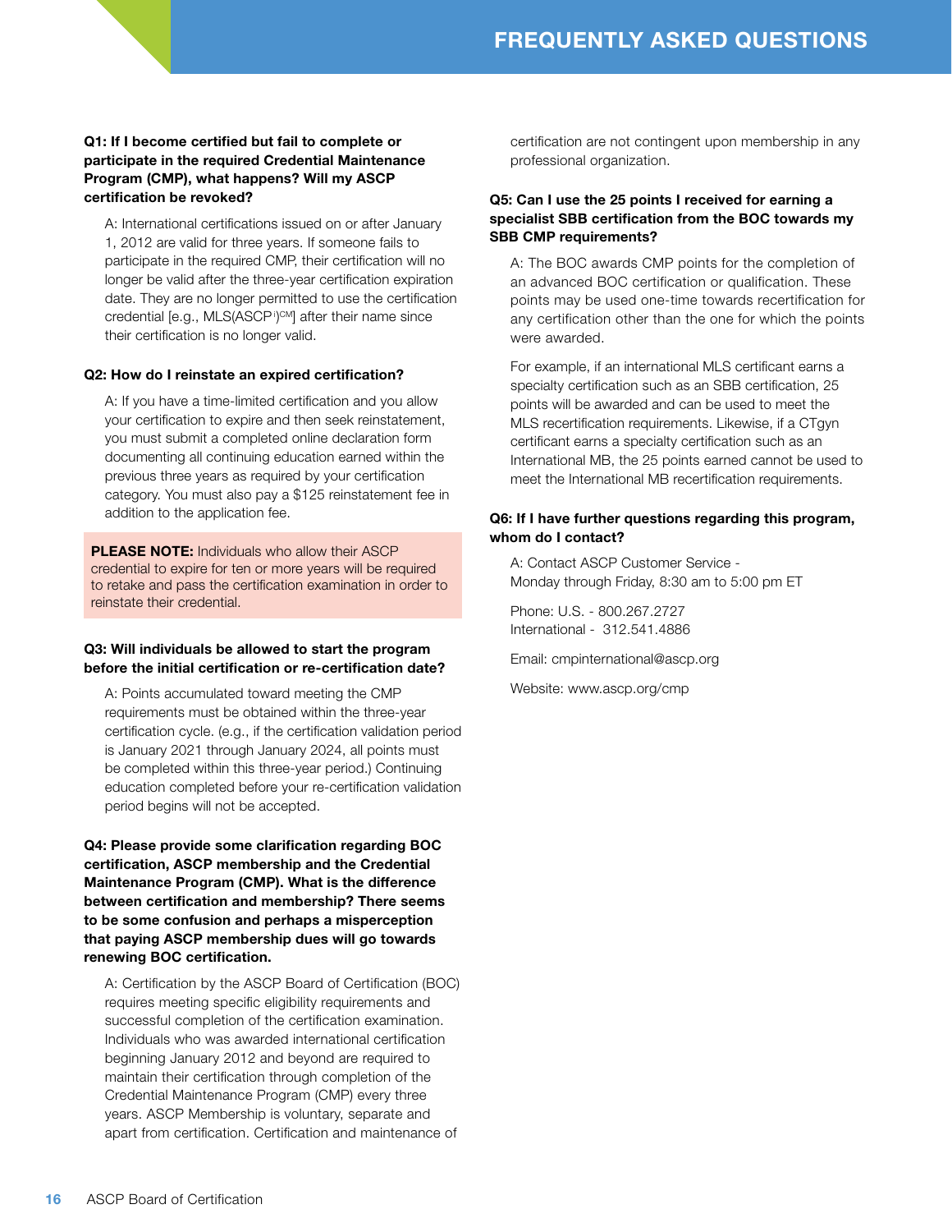# FREQUENTLY ASKED QUESTIONS

**Q1: If I become certified but fail to complete or participate in the required Credential Maintenance Program (CMP), what happens? Will my ASCP certification be revoked?**

A: International certifications issued on or after January 1, 2012 are valid for three years. If someone fails to participate in the required CMP, their certification will no longer be valid after the three-year certification expiration date. They are no longer permitted to use the certification credential [e.g., MLS(ASCP[i])[CM]] after their name since their certification is no longer valid.

**Q2: How do I reinstate an expired certification?**

A: If you have a time-limited certification and you allow your certification to expire and then seek reinstatement, you must submit a completed online declaration form documenting all continuing education earned within the previous three years as required by your certification category. You must also pay a $125 reinstatement fee in addition to the application fee.

**PLEASE NOTE:** Individuals who allow their ASCP credential to expire for ten or more years will be required to retake and pass the certification examination in order to reinstate their credential.

**Q3: Will individuals be allowed to start the program before the initial certification or re-certification date?**

A: Points accumulated toward meeting the CMP requirements must be obtained within the three-year certification cycle. (e.g., if the certification validation period is January 2021 through January 2024, all points must be completed within this three-year period.) Continuing education completed before your re-certification validation period begins will not be accepted.

**Q4: Please provide some clarification regarding BOC certification, ASCP membership and the Credential Maintenance Program (CMP). What is the difference between certification and membership? There seems to be some confusion and perhaps a misperception that paying ASCP membership dues will go towards renewing BOC certification.**

A: Certification by the ASCP Board of Certification (BOC) requires meeting specific eligibility requirements and successful completion of the certification examination. Individuals who was awarded international certification beginning January 2012 and beyond are required to maintain their certification through completion of the Credential Maintenance Program (CMP) every three years. ASCP Membership is voluntary, separate and apart from certification. Certification and maintenance of certification are not contingent upon membership in any professional organization.

**Q5: Can I use the 25 points I received for earning a specialist SBB certification from the BOC towards my SBB CMP requirements?**

A: The BOC awards CMP points for the completion of an advanced BOC certification or qualification. These points may be used one-time towards recertification for any certification other than the one for which the points were awarded.

For example, if an international MLS certificant earns a specialty certification such as an SBB certification, 25 points will be awarded and can be used to meet the MLS recertification requirements. Likewise, if a CTgyn certificant earns a specialty certification such as an International MB, the 25 points earned cannot be used to meet the International MB recertification requirements.

**Q6: If I have further questions regarding this program, whom do I contact?**

A: Contact ASCP Customer Service -
Monday through Friday, 8:30 am to 5:00 pm ET

Phone: U.S. - 800.267.2727
International - 312.541.4886

Email: cmpinternational@ascp.org

Website: www.ascp.org/cmp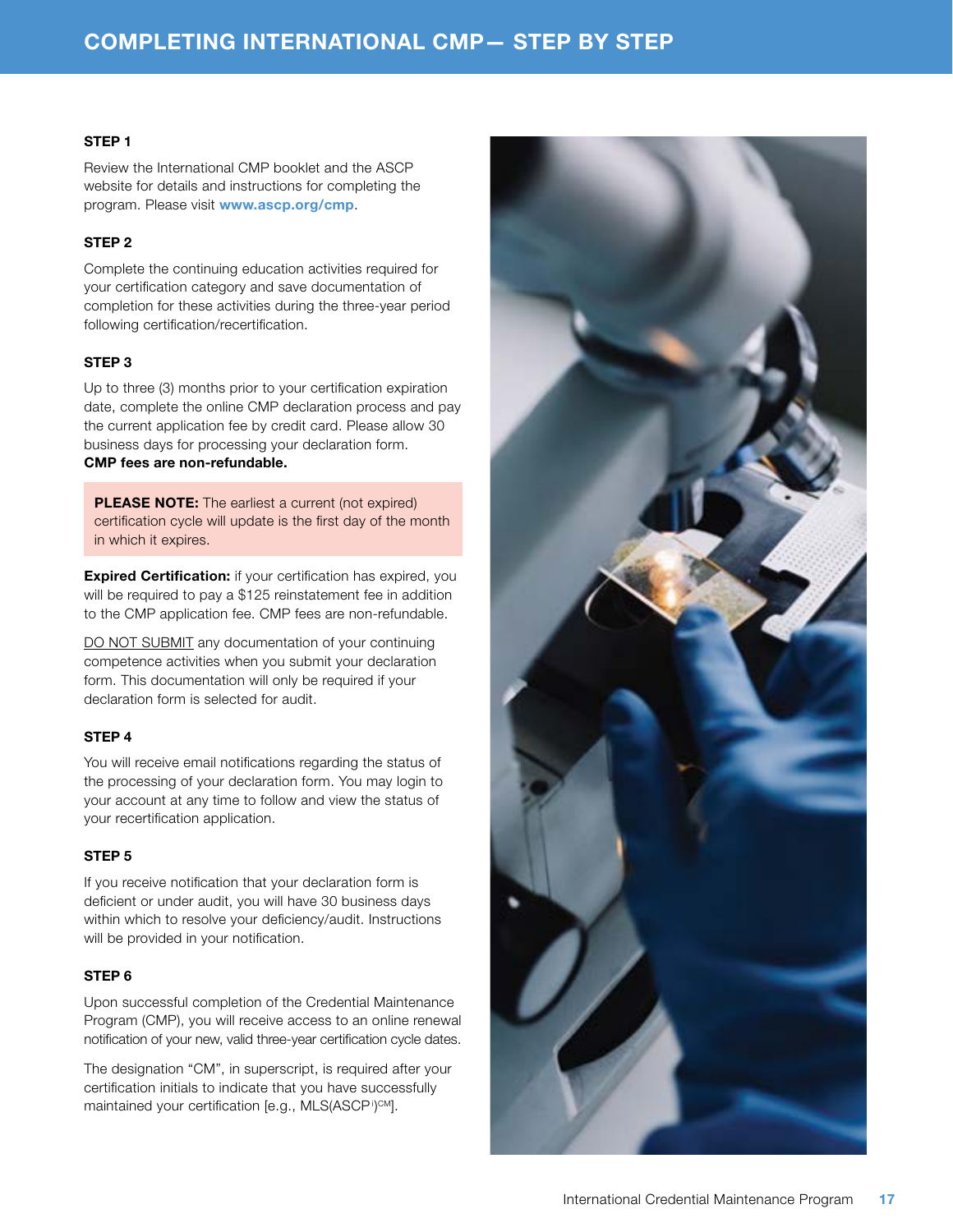# COMPLETING INTERNATIONAL CMP— STEP BY STEP

### STEP 1

Review the International CMP booklet and the ASCP website for details and instructions for completing the program. Please visit **www.ascp.org/cmp**.

### STEP 2

Complete the continuing education activities required for your certification category and save documentation of completion for these activities during the three-year period following certification/recertification.

### STEP 3

Up to three (3) months prior to your certification expiration date, complete the online CMP declaration process and pay the current application fee by credit card. Please allow 30 business days for processing your declaration form.
**CMP fees are non-refundable.**

> **PLEASE NOTE:** The earliest a current (not expired) certification cycle will update is the first day of the month in which it expires.

**Expired Certification:** if your certification has expired, you will be required to pay a $125 reinstatement fee in addition to the CMP application fee. CMP fees are non-refundable.

DO NOT SUBMIT any documentation of your continuing competence activities when you submit your declaration form. This documentation will only be required if your declaration form is selected for audit.

### STEP 4

You will receive email notifications regarding the status of the processing of your declaration form. You may login to your account at any time to follow and view the status of your recertification application.

### STEP 5

If you receive notification that your declaration form is deficient or under audit, you will have 30 business days within which to resolve your deficiency/audit. Instructions will be provided in your notification.

### STEP 6

Upon successful completion of the Credential Maintenance Program (CMP), you will receive access to an online renewal notification of your new, valid three-year certification cycle dates.

The designation "CM", in superscript, is required after your certification initials to indicate that you have successfully maintained your certification [e.g., MLS(ASCP$^{i}$)$^{CM}$].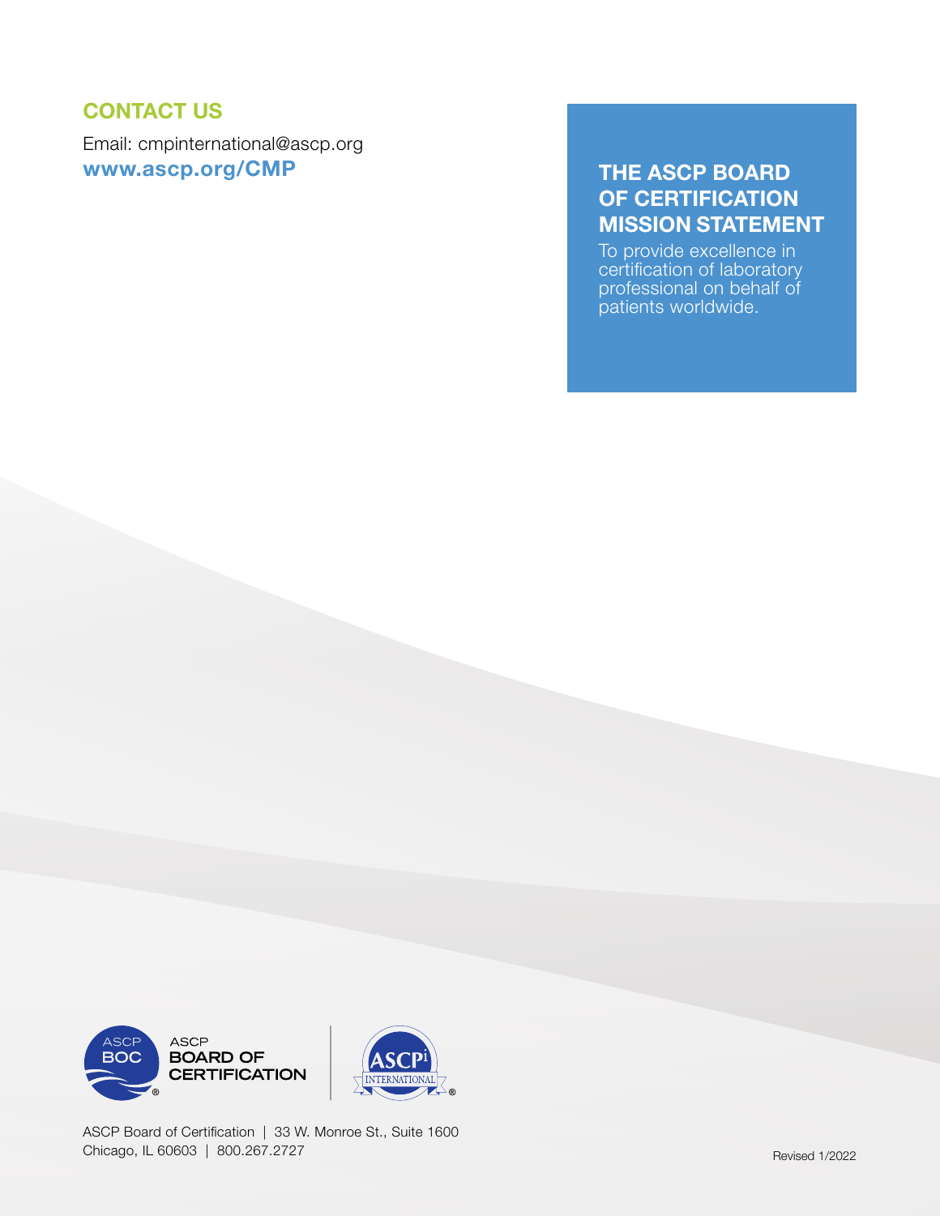## CONTACT US

Email: cmpinternational@ascp.org
**www.ascp.org/CMP**

## THE ASCP BOARD OF CERTIFICATION MISSION STATEMENT

To provide excellence in certification of laboratory professional on behalf of patients worldwide.

ASCP BOC ASCP BOARD OF CERTIFICATION

ASCPi INTERNATIONAL

ASCP Board of Certification | 33 W. Monroe St., Suite 1600
Chicago, IL 60603 | 800.267.2727

Revised 1/2022